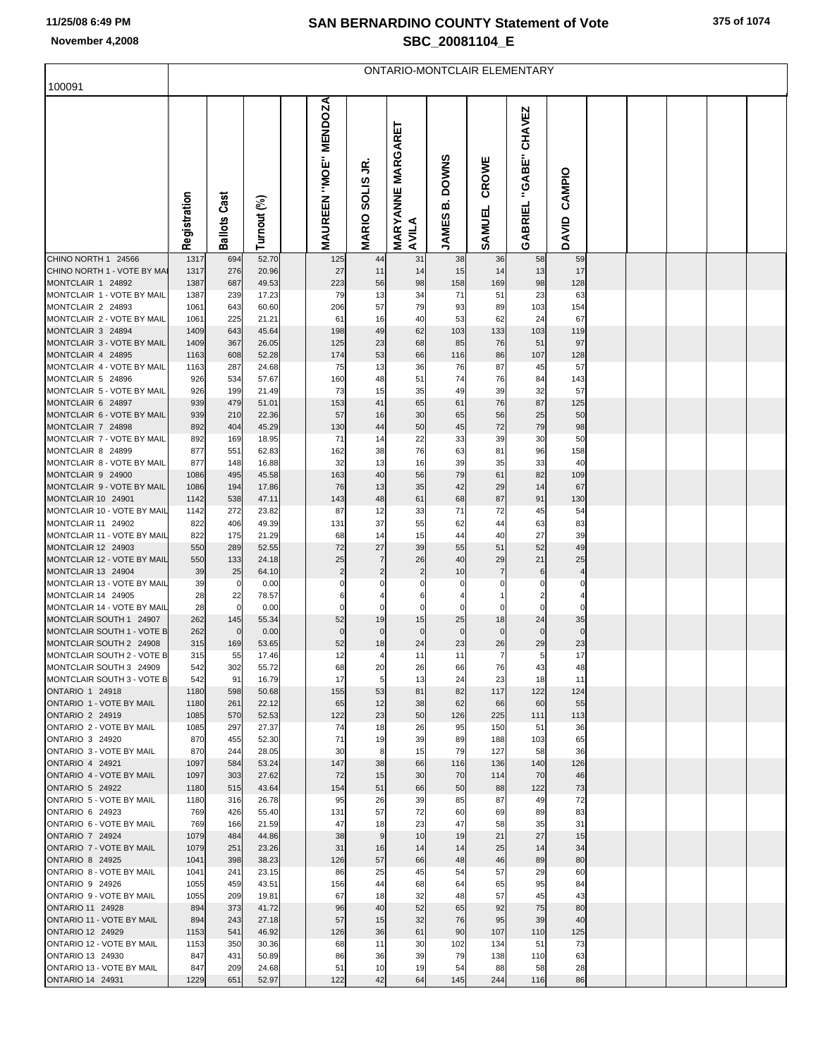# SAN BERNARDINO COUNTY Statement of Vote
## SBC_20081104_E

11/25/08 6:49 PM
November 4,2008

100091

ONTARIO-MONTCLAIR ELEMENTARY

| | Registration | Ballots Cast | Turnout (%) | | MAUREEN "MOE" MENDOZA | MARIO SOLIS JR. | MARYANNE MARGARET AVILA | JAMES B. DOWNS | SAMUEL CROWE | GABRIEL "GABE" CHAVEZ | DAVID CAMPIO |
|---|---|---|---|---|---|---|---|---|---|---|---|
| CHINO NORTH 1 24566 | 1317 | 694 | 52.70 | | 125 | 44 | 31 | 38 | 36 | 58 | 59 |
| CHINO NORTH 1 - VOTE BY MAI | 1317 | 276 | 20.96 | | 27 | 11 | 14 | 15 | 14 | 13 | 17 |
| MONTCLAIR 1 24892 | 1387 | 687 | 49.53 | | 223 | 56 | 98 | 158 | 169 | 98 | 128 |
| MONTCLAIR 1 - VOTE BY MAIL | 1387 | 239 | 17.23 | | 79 | 13 | 34 | 71 | 51 | 23 | 63 |
| MONTCLAIR 2 24893 | 1061 | 643 | 60.60 | | 206 | 57 | 79 | 93 | 89 | 103 | 154 |
| MONTCLAIR 2 - VOTE BY MAIL | 1061 | 225 | 21.21 | | 61 | 16 | 40 | 53 | 62 | 24 | 67 |
| MONTCLAIR 3 24894 | 1409 | 643 | 45.64 | | 198 | 49 | 62 | 103 | 133 | 103 | 119 |
| MONTCLAIR 3 - VOTE BY MAIL | 1409 | 367 | 26.05 | | 125 | 23 | 68 | 85 | 76 | 51 | 97 |
| MONTCLAIR 4 24895 | 1163 | 608 | 52.28 | | 174 | 53 | 66 | 116 | 86 | 107 | 128 |
| MONTCLAIR 4 - VOTE BY MAIL | 1163 | 287 | 24.68 | | 75 | 13 | 36 | 76 | 87 | 45 | 57 |
| MONTCLAIR 5 24896 | 926 | 534 | 57.67 | | 160 | 48 | 51 | 74 | 76 | 84 | 143 |
| MONTCLAIR 5 - VOTE BY MAIL | 926 | 199 | 21.49 | | 73 | 15 | 35 | 49 | 39 | 32 | 57 |
| MONTCLAIR 6 24897 | 939 | 479 | 51.01 | | 153 | 41 | 65 | 61 | 76 | 87 | 125 |
| MONTCLAIR 6 - VOTE BY MAIL | 939 | 210 | 22.36 | | 57 | 16 | 30 | 65 | 56 | 25 | 50 |
| MONTCLAIR 7 24898 | 892 | 404 | 45.29 | | 130 | 44 | 50 | 45 | 72 | 79 | 98 |
| MONTCLAIR 7 - VOTE BY MAIL | 892 | 169 | 18.95 | | 71 | 14 | 22 | 33 | 39 | 30 | 50 |
| MONTCLAIR 8 24899 | 877 | 551 | 62.83 | | 162 | 38 | 76 | 63 | 81 | 96 | 158 |
| MONTCLAIR 8 - VOTE BY MAIL | 877 | 148 | 16.88 | | 32 | 13 | 16 | 39 | 35 | 33 | 40 |
| MONTCLAIR 9 24900 | 1086 | 495 | 45.58 | | 163 | 40 | 56 | 79 | 61 | 82 | 109 |
| MONTCLAIR 9 - VOTE BY MAIL | 1086 | 194 | 17.86 | | 76 | 13 | 35 | 42 | 29 | 14 | 67 |
| MONTCLAIR 10 24901 | 1142 | 538 | 47.11 | | 143 | 48 | 61 | 68 | 87 | 91 | 130 |
| MONTCLAIR 10 - VOTE BY MAIL | 1142 | 272 | 23.82 | | 87 | 12 | 33 | 71 | 72 | 45 | 54 |
| MONTCLAIR 11 24902 | 822 | 406 | 49.39 | | 131 | 37 | 55 | 62 | 44 | 63 | 83 |
| MONTCLAIR 11 - VOTE BY MAIL | 822 | 175 | 21.29 | | 68 | 14 | 15 | 44 | 40 | 27 | 39 |
| MONTCLAIR 12 24903 | 550 | 289 | 52.55 | | 72 | 27 | 39 | 55 | 51 | 52 | 49 |
| MONTCLAIR 12 - VOTE BY MAIL | 550 | 133 | 24.18 | | 25 | 7 | 26 | 40 | 29 | 21 | 25 |
| MONTCLAIR 13 24904 | 39 | 25 | 64.10 | | 2 | 2 | 2 | 10 | 7 | 6 | 4 |
| MONTCLAIR 13 - VOTE BY MAIL | 39 | 0 | 0.00 | | 0 | 0 | 0 | 0 | 0 | 0 | 0 |
| MONTCLAIR 14 24905 | 28 | 22 | 78.57 | | 6 | 4 | 6 | 4 | 1 | 2 | 4 |
| MONTCLAIR 14 - VOTE BY MAIL | 28 | 0 | 0.00 | | 0 | 0 | 0 | 0 | 0 | 0 | 0 |
| MONTCLAIR SOUTH 1 24907 | 262 | 145 | 55.34 | | 52 | 19 | 15 | 25 | 18 | 24 | 35 |
| MONTCLAIR SOUTH 1 - VOTE B | 262 | 0 | 0.00 | | 0 | 0 | 0 | 0 | 0 | 0 | 0 |
| MONTCLAIR SOUTH 2 24908 | 315 | 169 | 53.65 | | 52 | 18 | 24 | 23 | 26 | 29 | 23 |
| MONTCLAIR SOUTH 2 - VOTE B | 315 | 55 | 17.46 | | 12 | 4 | 11 | 11 | 7 | 5 | 17 |
| MONTCLAIR SOUTH 3 24909 | 542 | 302 | 55.72 | | 68 | 20 | 26 | 66 | 76 | 43 | 48 |
| MONTCLAIR SOUTH 3 - VOTE B | 542 | 91 | 16.79 | | 17 | 5 | 13 | 24 | 23 | 18 | 11 |
| ONTARIO 1 24918 | 1180 | 598 | 50.68 | | 155 | 53 | 81 | 82 | 117 | 122 | 124 |
| ONTARIO 1 - VOTE BY MAIL | 1180 | 261 | 22.12 | | 65 | 12 | 38 | 62 | 66 | 60 | 55 |
| ONTARIO 2 24919 | 1085 | 570 | 52.53 | | 122 | 23 | 50 | 126 | 225 | 111 | 113 |
| ONTARIO 2 - VOTE BY MAIL | 1085 | 297 | 27.37 | | 74 | 18 | 26 | 95 | 150 | 51 | 36 |
| ONTARIO 3 24920 | 870 | 455 | 52.30 | | 71 | 19 | 39 | 89 | 188 | 103 | 65 |
| ONTARIO 3 - VOTE BY MAIL | 870 | 244 | 28.05 | | 30 | 8 | 15 | 79 | 127 | 58 | 36 |
| ONTARIO 4 24921 | 1097 | 584 | 53.24 | | 147 | 38 | 66 | 116 | 136 | 140 | 126 |
| ONTARIO 4 - VOTE BY MAIL | 1097 | 303 | 27.62 | | 72 | 15 | 30 | 70 | 114 | 70 | 46 |
| ONTARIO 5 24922 | 1180 | 515 | 43.64 | | 154 | 51 | 66 | 50 | 88 | 122 | 73 |
| ONTARIO 5 - VOTE BY MAIL | 1180 | 316 | 26.78 | | 95 | 26 | 39 | 85 | 87 | 49 | 72 |
| ONTARIO 6 24923 | 769 | 426 | 55.40 | | 131 | 57 | 72 | 60 | 69 | 89 | 83 |
| ONTARIO 6 - VOTE BY MAIL | 769 | 166 | 21.59 | | 47 | 18 | 23 | 47 | 58 | 35 | 31 |
| ONTARIO 7 24924 | 1079 | 484 | 44.86 | | 38 | 9 | 10 | 19 | 21 | 27 | 15 |
| ONTARIO 7 - VOTE BY MAIL | 1079 | 251 | 23.26 | | 31 | 16 | 14 | 14 | 25 | 14 | 34 |
| ONTARIO 8 24925 | 1041 | 398 | 38.23 | | 126 | 57 | 66 | 48 | 46 | 89 | 80 |
| ONTARIO 8 - VOTE BY MAIL | 1041 | 241 | 23.15 | | 86 | 25 | 45 | 54 | 57 | 29 | 60 |
| ONTARIO 9 24926 | 1055 | 459 | 43.51 | | 156 | 44 | 68 | 64 | 65 | 95 | 84 |
| ONTARIO 9 - VOTE BY MAIL | 1055 | 209 | 19.81 | | 67 | 18 | 32 | 48 | 57 | 45 | 43 |
| ONTARIO 11 24928 | 894 | 373 | 41.72 | | 96 | 40 | 52 | 65 | 92 | 75 | 80 |
| ONTARIO 11 - VOTE BY MAIL | 894 | 243 | 27.18 | | 57 | 15 | 32 | 76 | 95 | 39 | 40 |
| ONTARIO 12 24929 | 1153 | 541 | 46.92 | | 126 | 36 | 61 | 90 | 107 | 110 | 125 |
| ONTARIO 12 - VOTE BY MAIL | 1153 | 350 | 30.36 | | 68 | 11 | 30 | 102 | 134 | 51 | 73 |
| ONTARIO 13 24930 | 847 | 431 | 50.89 | | 86 | 36 | 39 | 79 | 138 | 110 | 63 |
| ONTARIO 13 - VOTE BY MAIL | 847 | 209 | 24.68 | | 51 | 10 | 19 | 54 | 88 | 58 | 28 |
| ONTARIO 14 24931 | 1229 | 651 | 52.97 | | 122 | 42 | 64 | 145 | 244 | 116 | 86 |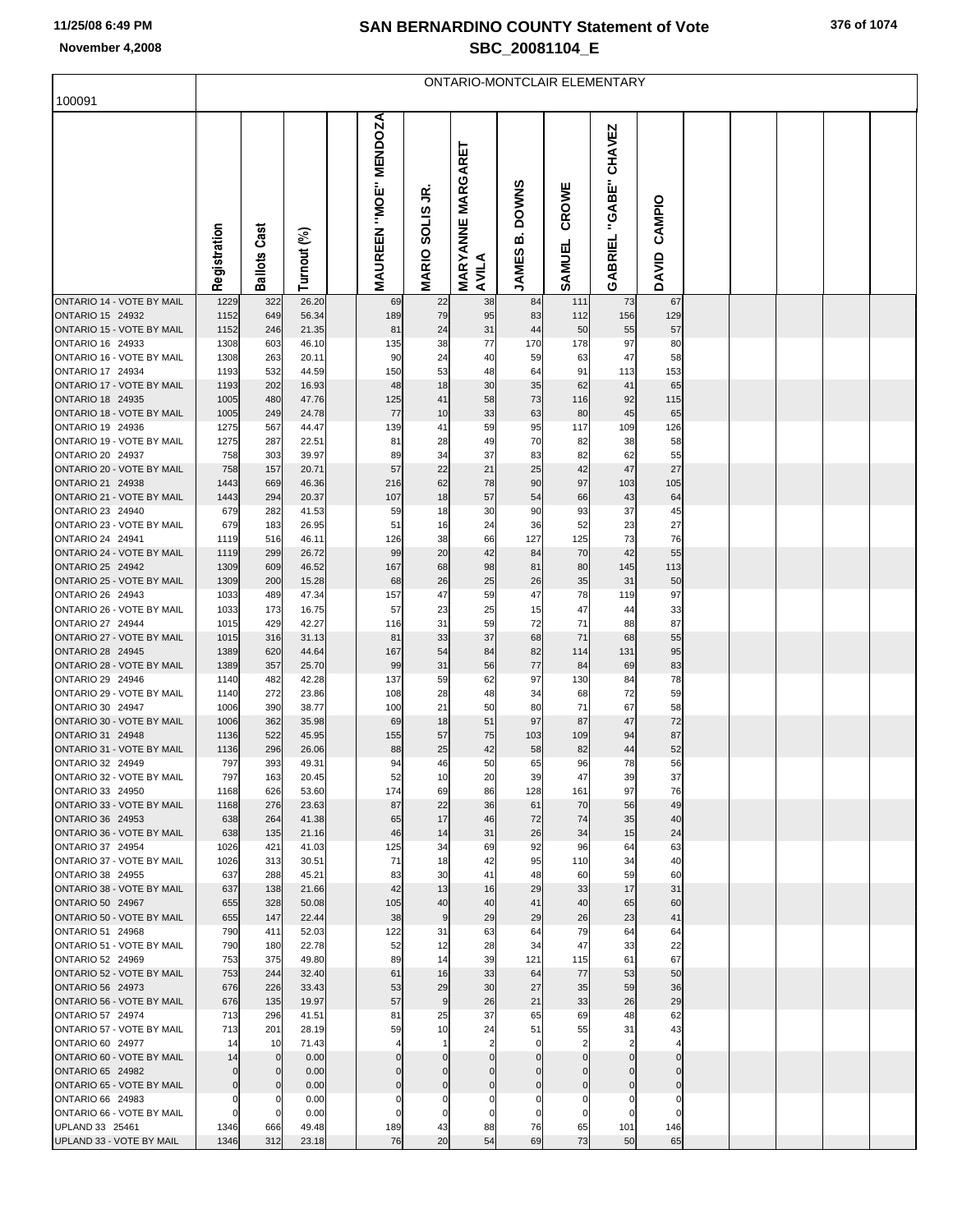# SAN BERNARDINO COUNTY Statement of Vote

## SBC_20081104_E

100091

ONTARIO-MONTCLAIR ELEMENTARY

| | Registration | Ballots Cast | Turnout (%) | | MAUREEN "MOE" MENDOZA | MARIO SOLIS JR. | MARYANNE MARGARET AVILA | JAMES B. DOWNS | SAMUEL CROWE | GABRIEL "GABE" CHAVEZ | DAVID CAMPIO |
|---|---|---|---|---|---|---|---|---|---|---|---|
| ONTARIO 14 - VOTE BY MAIL | 1229 | 322 | 26.20 | | 69 | 22 | 38 | 84 | 111 | 73 | 67 |
| ONTARIO 15 24932 | 1152 | 649 | 56.34 | | 189 | 79 | 95 | 83 | 112 | 156 | 129 |
| ONTARIO 15 - VOTE BY MAIL | 1152 | 246 | 21.35 | | 81 | 24 | 31 | 44 | 50 | 55 | 57 |
| ONTARIO 16 24933 | 1308 | 603 | 46.10 | | 135 | 38 | 77 | 170 | 178 | 97 | 80 |
| ONTARIO 16 - VOTE BY MAIL | 1308 | 263 | 20.11 | | 90 | 24 | 40 | 59 | 63 | 47 | 58 |
| ONTARIO 17 24934 | 1193 | 532 | 44.59 | | 150 | 53 | 48 | 64 | 91 | 113 | 153 |
| ONTARIO 17 - VOTE BY MAIL | 1193 | 202 | 16.93 | | 48 | 18 | 30 | 35 | 62 | 41 | 65 |
| ONTARIO 18 24935 | 1005 | 480 | 47.76 | | 125 | 41 | 58 | 73 | 116 | 92 | 115 |
| ONTARIO 18 - VOTE BY MAIL | 1005 | 249 | 24.78 | | 77 | 10 | 33 | 63 | 80 | 45 | 65 |
| ONTARIO 19 24936 | 1275 | 567 | 44.47 | | 139 | 41 | 59 | 95 | 117 | 109 | 126 |
| ONTARIO 19 - VOTE BY MAIL | 1275 | 287 | 22.51 | | 81 | 28 | 49 | 70 | 82 | 38 | 58 |
| ONTARIO 20 24937 | 758 | 303 | 39.97 | | 89 | 34 | 37 | 83 | 82 | 62 | 55 |
| ONTARIO 20 - VOTE BY MAIL | 758 | 157 | 20.71 | | 57 | 22 | 21 | 25 | 42 | 47 | 27 |
| ONTARIO 21 24938 | 1443 | 669 | 46.36 | | 216 | 62 | 78 | 90 | 97 | 103 | 105 |
| ONTARIO 21 - VOTE BY MAIL | 1443 | 294 | 20.37 | | 107 | 18 | 57 | 54 | 66 | 43 | 64 |
| ONTARIO 23 24940 | 679 | 282 | 41.53 | | 59 | 18 | 30 | 90 | 93 | 37 | 45 |
| ONTARIO 23 - VOTE BY MAIL | 679 | 183 | 26.95 | | 51 | 16 | 24 | 36 | 52 | 23 | 27 |
| ONTARIO 24 24941 | 1119 | 516 | 46.11 | | 126 | 38 | 66 | 127 | 125 | 73 | 76 |
| ONTARIO 24 - VOTE BY MAIL | 1119 | 299 | 26.72 | | 99 | 20 | 42 | 84 | 70 | 42 | 55 |
| ONTARIO 25 24942 | 1309 | 609 | 46.52 | | 167 | 68 | 98 | 81 | 80 | 145 | 113 |
| ONTARIO 25 - VOTE BY MAIL | 1309 | 200 | 15.28 | | 68 | 26 | 25 | 26 | 35 | 31 | 50 |
| ONTARIO 26 24943 | 1033 | 489 | 47.34 | | 157 | 47 | 59 | 47 | 78 | 119 | 97 |
| ONTARIO 26 - VOTE BY MAIL | 1033 | 173 | 16.75 | | 57 | 23 | 25 | 15 | 47 | 44 | 33 |
| ONTARIO 27 24944 | 1015 | 429 | 42.27 | | 116 | 31 | 59 | 72 | 71 | 88 | 87 |
| ONTARIO 27 - VOTE BY MAIL | 1015 | 316 | 31.13 | | 81 | 33 | 37 | 68 | 71 | 68 | 55 |
| ONTARIO 28 24945 | 1389 | 620 | 44.64 | | 167 | 54 | 84 | 82 | 114 | 131 | 95 |
| ONTARIO 28 - VOTE BY MAIL | 1389 | 357 | 25.70 | | 99 | 31 | 56 | 77 | 84 | 69 | 83 |
| ONTARIO 29 24946 | 1140 | 482 | 42.28 | | 137 | 59 | 62 | 97 | 130 | 84 | 78 |
| ONTARIO 29 - VOTE BY MAIL | 1140 | 272 | 23.86 | | 108 | 28 | 48 | 34 | 68 | 72 | 59 |
| ONTARIO 30 24947 | 1006 | 390 | 38.77 | | 100 | 21 | 50 | 80 | 71 | 67 | 58 |
| ONTARIO 30 - VOTE BY MAIL | 1006 | 362 | 35.98 | | 69 | 18 | 51 | 97 | 87 | 47 | 72 |
| ONTARIO 31 24948 | 1136 | 522 | 45.95 | | 155 | 57 | 75 | 103 | 109 | 94 | 87 |
| ONTARIO 31 - VOTE BY MAIL | 1136 | 296 | 26.06 | | 88 | 25 | 42 | 58 | 82 | 44 | 52 |
| ONTARIO 32 24949 | 797 | 393 | 49.31 | | 94 | 46 | 50 | 65 | 96 | 78 | 56 |
| ONTARIO 32 - VOTE BY MAIL | 797 | 163 | 20.45 | | 52 | 10 | 20 | 39 | 47 | 39 | 37 |
| ONTARIO 33 24950 | 1168 | 626 | 53.60 | | 174 | 69 | 86 | 128 | 161 | 97 | 76 |
| ONTARIO 33 - VOTE BY MAIL | 1168 | 276 | 23.63 | | 87 | 22 | 36 | 61 | 70 | 56 | 49 |
| ONTARIO 36 24953 | 638 | 264 | 41.38 | | 65 | 17 | 46 | 72 | 74 | 35 | 40 |
| ONTARIO 36 - VOTE BY MAIL | 638 | 135 | 21.16 | | 46 | 14 | 31 | 26 | 34 | 15 | 24 |
| ONTARIO 37 24954 | 1026 | 421 | 41.03 | | 125 | 34 | 69 | 92 | 96 | 64 | 63 |
| ONTARIO 37 - VOTE BY MAIL | 1026 | 313 | 30.51 | | 71 | 18 | 42 | 95 | 110 | 34 | 40 |
| ONTARIO 38 24955 | 637 | 288 | 45.21 | | 83 | 30 | 41 | 48 | 60 | 59 | 60 |
| ONTARIO 38 - VOTE BY MAIL | 637 | 138 | 21.66 | | 42 | 13 | 16 | 29 | 33 | 17 | 31 |
| ONTARIO 50 24967 | 655 | 328 | 50.08 | | 105 | 40 | 40 | 41 | 40 | 65 | 60 |
| ONTARIO 50 - VOTE BY MAIL | 655 | 147 | 22.44 | | 38 | 9 | 29 | 29 | 26 | 23 | 41 |
| ONTARIO 51 24968 | 790 | 411 | 52.03 | | 122 | 31 | 63 | 64 | 79 | 64 | 64 |
| ONTARIO 51 - VOTE BY MAIL | 790 | 180 | 22.78 | | 52 | 12 | 28 | 34 | 47 | 33 | 22 |
| ONTARIO 52 24969 | 753 | 375 | 49.80 | | 89 | 14 | 39 | 121 | 115 | 61 | 67 |
| ONTARIO 52 - VOTE BY MAIL | 753 | 244 | 32.40 | | 61 | 16 | 33 | 64 | 77 | 53 | 50 |
| ONTARIO 56 24973 | 676 | 226 | 33.43 | | 53 | 29 | 30 | 27 | 35 | 59 | 36 |
| ONTARIO 56 - VOTE BY MAIL | 676 | 135 | 19.97 | | 57 | 9 | 26 | 21 | 33 | 26 | 29 |
| ONTARIO 57 24974 | 713 | 296 | 41.51 | | 81 | 25 | 37 | 65 | 69 | 48 | 62 |
| ONTARIO 57 - VOTE BY MAIL | 713 | 201 | 28.19 | | 59 | 10 | 24 | 51 | 55 | 31 | 43 |
| ONTARIO 60 24977 | 14 | 10 | 71.43 | | 4 | 1 | 2 | 0 | 2 | 2 | 4 |
| ONTARIO 60 - VOTE BY MAIL | 14 | 0 | 0.00 | | 0 | 0 | 0 | 0 | 0 | 0 | 0 |
| ONTARIO 65 24982 | 0 | 0 | 0.00 | | 0 | 0 | 0 | 0 | 0 | 0 | 0 |
| ONTARIO 65 - VOTE BY MAIL | 0 | 0 | 0.00 | | 0 | 0 | 0 | 0 | 0 | 0 | 0 |
| ONTARIO 66 24983 | 0 | 0 | 0.00 | | 0 | 0 | 0 | 0 | 0 | 0 | 0 |
| ONTARIO 66 - VOTE BY MAIL | 0 | 0 | 0.00 | | 0 | 0 | 0 | 0 | 0 | 0 | 0 |
| UPLAND 33 25461 | 1346 | 666 | 49.48 | | 189 | 43 | 88 | 76 | 65 | 101 | 146 |
| UPLAND 33 - VOTE BY MAIL | 1346 | 312 | 23.18 | | 76 | 20 | 54 | 69 | 73 | 50 | 65 |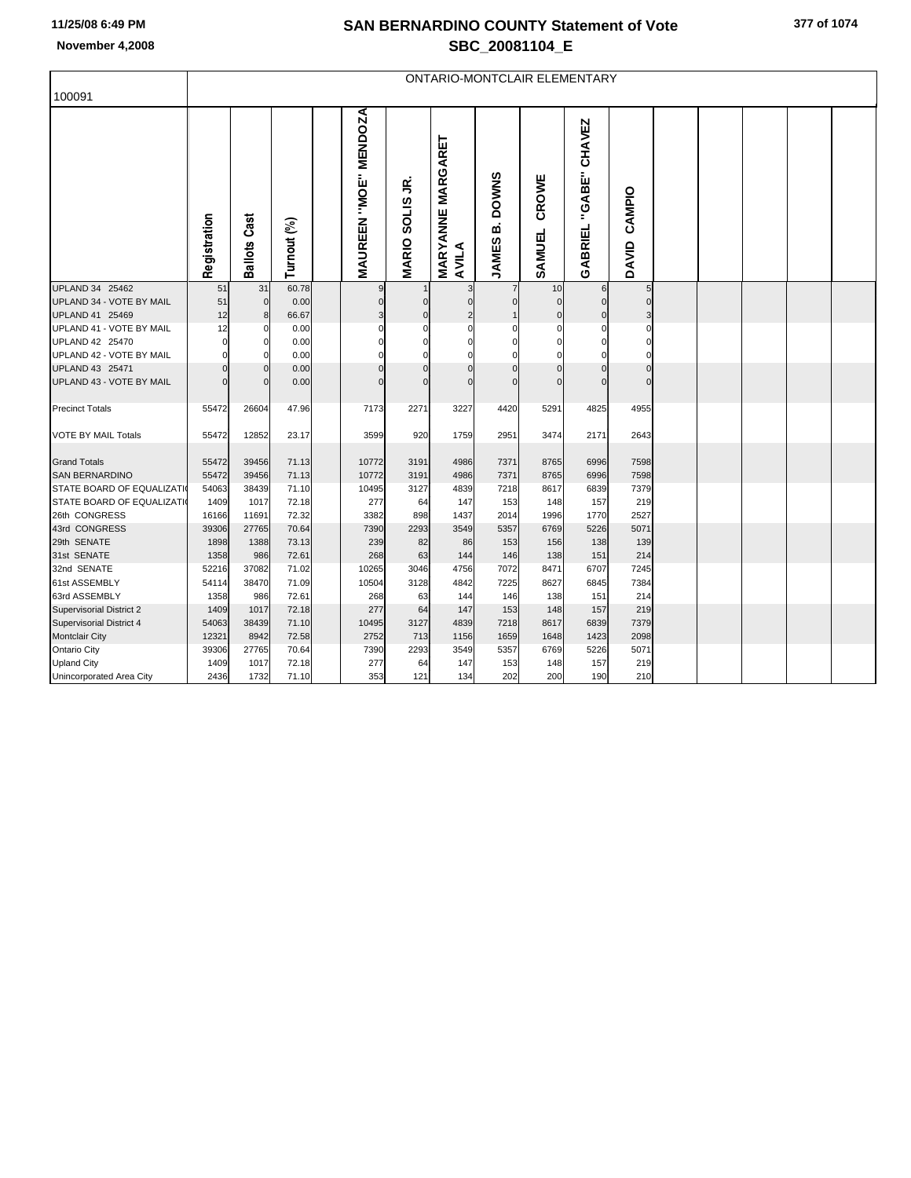# SAN BERNARDINO COUNTY Statement of Vote

## SBC_20081104_E

November 4,2008

100091

ONTARIO-MONTCLAIR ELEMENTARY

| | Registration | Ballots Cast | Turnout (%) | | MAUREEN "MOE" MENDOZA | MARIO SOLIS JR. | MARYANNE MARGARET AVILA | JAMES B. DOWNS | SAMUEL CROWE | GABRIEL "GABE" CHAVEZ | DAVID CAMPIO |
|---|---|---|---|---|---|---|---|---|---|---|---|
| UPLAND 34 25462 | 51 | 31 | 60.78 | | 9 | 1 | 3 | 7 | 10 | 6 | 5 |
| UPLAND 34 - VOTE BY MAIL | 51 | 0 | 0.00 | | 0 | 0 | 0 | 0 | 0 | 0 | 0 |
| UPLAND 41 25469 | 12 | 8 | 66.67 | | 3 | 0 | 2 | 1 | 0 | 0 | 3 |
| UPLAND 41 - VOTE BY MAIL | 12 | 0 | 0.00 | | 0 | 0 | 0 | 0 | 0 | 0 | 0 |
| UPLAND 42 25470 | 0 | 0 | 0.00 | | 0 | 0 | 0 | 0 | 0 | 0 | 0 |
| UPLAND 42 - VOTE BY MAIL | 0 | 0 | 0.00 | | 0 | 0 | 0 | 0 | 0 | 0 | 0 |
| UPLAND 43 25471 | 0 | 0 | 0.00 | | 0 | 0 | 0 | 0 | 0 | 0 | 0 |
| UPLAND 43 - VOTE BY MAIL | 0 | 0 | 0.00 | | 0 | 0 | 0 | 0 | 0 | 0 | 0 |
| Precinct Totals | 55472 | 26604 | 47.96 | | 7173 | 2271 | 3227 | 4420 | 5291 | 4825 | 4955 |
| VOTE BY MAIL Totals | 55472 | 12852 | 23.17 | | 3599 | 920 | 1759 | 2951 | 3474 | 2171 | 2643 |
| Grand Totals | 55472 | 39456 | 71.13 | | 10772 | 3191 | 4986 | 7371 | 8765 | 6996 | 7598 |
| SAN BERNARDINO | 55472 | 39456 | 71.13 | | 10772 | 3191 | 4986 | 7371 | 8765 | 6996 | 7598 |
| STATE BOARD OF EQUALIZATI | 54063 | 38439 | 71.10 | | 10495 | 3127 | 4839 | 7218 | 8617 | 6839 | 7379 |
| STATE BOARD OF EQUALIZATI | 1409 | 1017 | 72.18 | | 277 | 64 | 147 | 153 | 148 | 157 | 219 |
| 26th CONGRESS | 16166 | 11691 | 72.32 | | 3382 | 898 | 1437 | 2014 | 1996 | 1770 | 2527 |
| 43rd CONGRESS | 39306 | 27765 | 70.64 | | 7390 | 2293 | 3549 | 5357 | 6769 | 5226 | 5071 |
| 29th SENATE | 1898 | 1388 | 73.13 | | 239 | 82 | 86 | 153 | 156 | 138 | 139 |
| 31st SENATE | 1358 | 986 | 72.61 | | 268 | 63 | 144 | 146 | 138 | 151 | 214 |
| 32nd SENATE | 52216 | 37082 | 71.02 | | 10265 | 3046 | 4756 | 7072 | 8471 | 6707 | 7245 |
| 61st ASSEMBLY | 54114 | 38470 | 71.09 | | 10504 | 3128 | 4842 | 7225 | 8627 | 6845 | 7384 |
| 63rd ASSEMBLY | 1358 | 986 | 72.61 | | 268 | 63 | 144 | 146 | 138 | 151 | 214 |
| Supervisorial District 2 | 1409 | 1017 | 72.18 | | 277 | 64 | 147 | 153 | 148 | 157 | 219 |
| Supervisorial District 4 | 54063 | 38439 | 71.10 | | 10495 | 3127 | 4839 | 7218 | 8617 | 6839 | 7379 |
| Montclair City | 12321 | 8942 | 72.58 | | 2752 | 713 | 1156 | 1659 | 1648 | 1423 | 2098 |
| Ontario City | 39306 | 27765 | 70.64 | | 7390 | 2293 | 3549 | 5357 | 6769 | 5226 | 5071 |
| Upland City | 1409 | 1017 | 72.18 | | 277 | 64 | 147 | 153 | 148 | 157 | 219 |
| Unincorporated Area City | 2436 | 1732 | 71.10 | | 353 | 121 | 134 | 202 | 200 | 190 | 210 |